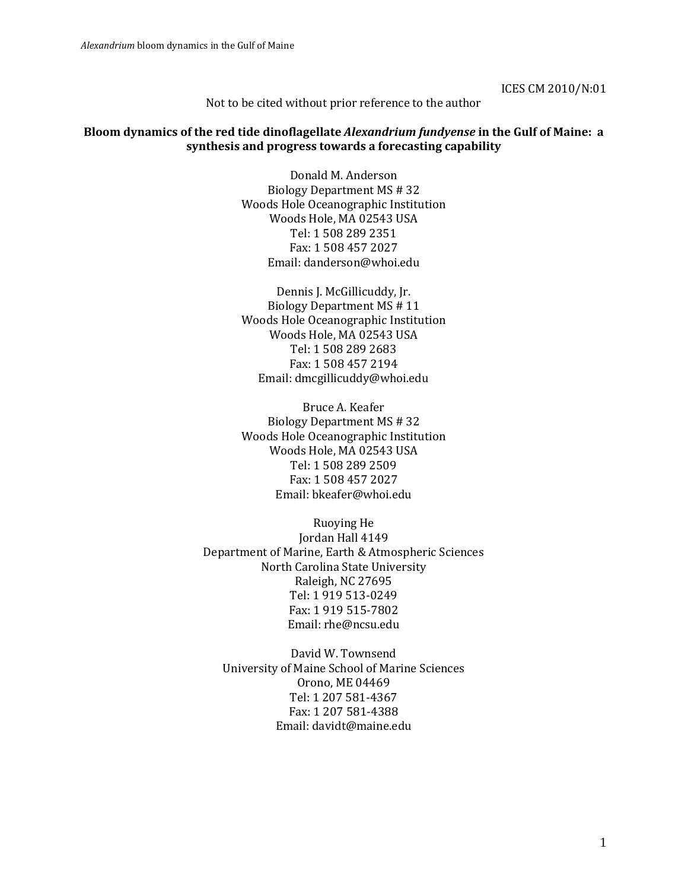ICES CM 2010/N:01

Not to be cited without prior reference to the author

# Bloom dynamics of the red tide dinoflagellate *Alexandrium fundyense* in the Gulf of Maine: a synthesis and progress towards a forecasting capability

Donald M. Anderson
Biology Department MS # 32
Woods Hole Oceanographic Institution
Woods Hole, MA 02543 USA
Tel: 1 508 289 2351
Fax: 1 508 457 2027
Email: danderson@whoi.edu

Dennis J. McGillicuddy, Jr.
Biology Department MS # 11
Woods Hole Oceanographic Institution
Woods Hole, MA 02543 USA
Tel: 1 508 289 2683
Fax: 1 508 457 2194
Email: dmcgillicuddy@whoi.edu

Bruce A. Keafer
Biology Department MS # 32
Woods Hole Oceanographic Institution
Woods Hole, MA 02543 USA
Tel: 1 508 289 2509
Fax: 1 508 457 2027
Email: bkeafer@whoi.edu

Ruoying He
Jordan Hall 4149
Department of Marine, Earth & Atmospheric Sciences
North Carolina State University
Raleigh, NC 27695
Tel: 1 919 513-0249
Fax: 1 919 515-7802
Email: rhe@ncsu.edu

David W. Townsend
University of Maine School of Marine Sciences
Orono, ME 04469
Tel: 1 207 581-4367
Fax: 1 207 581-4388
Email: davidt@maine.edu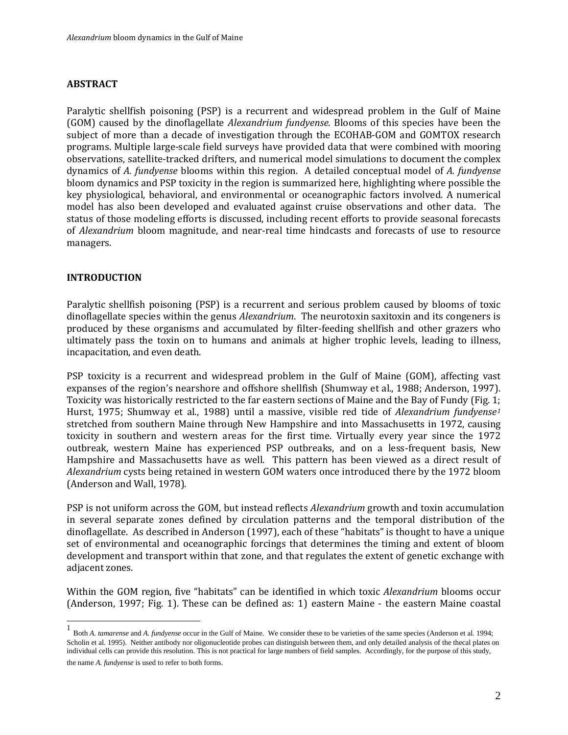## ABSTRACT

Paralytic shellfish poisoning (PSP) is a recurrent and widespread problem in the Gulf of Maine (GOM) caused by the dinoflagellate *Alexandrium fundyense.* Blooms of this species have been the subject of more than a decade of investigation through the ECOHAB-GOM and GOMTOX research programs. Multiple large-scale field surveys have provided data that were combined with mooring observations, satellite-tracked drifters, and numerical model simulations to document the complex dynamics of *A. fundyense* blooms within this region. A detailed conceptual model of *A. fundyense* bloom dynamics and PSP toxicity in the region is summarized here, highlighting where possible the key physiological, behavioral, and environmental or oceanographic factors involved. A numerical model has also been developed and evaluated against cruise observations and other data. The status of those modeling efforts is discussed, including recent efforts to provide seasonal forecasts of *Alexandrium* bloom magnitude, and near-real time hindcasts and forecasts of use to resource managers.

## INTRODUCTION

Paralytic shellfish poisoning (PSP) is a recurrent and serious problem caused by blooms of toxic dinoflagellate species within the genus *Alexandrium*. The neurotoxin saxitoxin and its congeners is produced by these organisms and accumulated by filter-feeding shellfish and other grazers who ultimately pass the toxin on to humans and animals at higher trophic levels, leading to illness, incapacitation, and even death.

PSP toxicity is a recurrent and widespread problem in the Gulf of Maine (GOM), affecting vast expanses of the region's nearshore and offshore shellfish (Shumway et al., 1988; Anderson, 1997). Toxicity was historically restricted to the far eastern sections of Maine and the Bay of Fundy (Fig. 1; Hurst, 1975; Shumway et al., 1988) until a massive, visible red tide of *Alexandrium fundyense*[1] stretched from southern Maine through New Hampshire and into Massachusetts in 1972, causing toxicity in southern and western areas for the first time. Virtually every year since the 1972 outbreak, western Maine has experienced PSP outbreaks, and on a less-frequent basis, New Hampshire and Massachusetts have as well. This pattern has been viewed as a direct result of *Alexandrium* cysts being retained in western GOM waters once introduced there by the 1972 bloom (Anderson and Wall, 1978).

PSP is not uniform across the GOM, but instead reflects *Alexandrium* growth and toxin accumulation in several separate zones defined by circulation patterns and the temporal distribution of the dinoflagellate. As described in Anderson (1997), each of these "habitats" is thought to have a unique set of environmental and oceanographic forcings that determines the timing and extent of bloom development and transport within that zone, and that regulates the extent of genetic exchange with adjacent zones.

Within the GOM region, five "habitats" can be identified in which toxic *Alexandrium* blooms occur (Anderson, 1997; Fig. 1). These can be defined as: 1) eastern Maine - the eastern Maine coastal

[1] Both *A. tamarense* and *A. fundyense* occur in the Gulf of Maine. We consider these to be varieties of the same species (Anderson et al. 1994; Scholin et al. 1995). Neither antibody nor oligonucleotide probes can distinguish between them, and only detailed analysis of the thecal plates on individual cells can provide this resolution. This is not practical for large numbers of field samples. Accordingly, for the purpose of this study, the name *A. fundyense* is used to refer to both forms.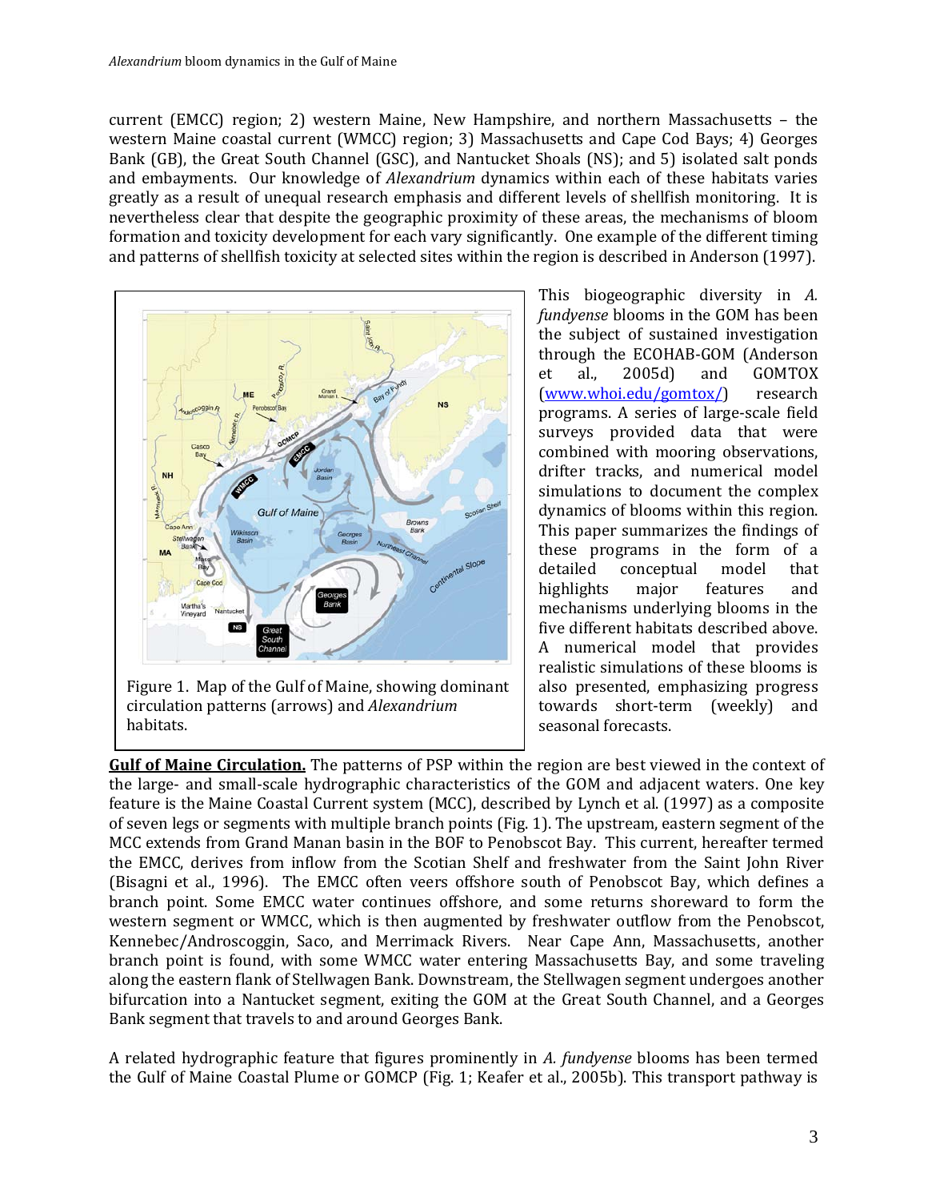current (EMCC) region; 2) western Maine, New Hampshire, and northern Massachusetts – the western Maine coastal current (WMCC) region; 3) Massachusetts and Cape Cod Bays; 4) Georges Bank (GB), the Great South Channel (GSC), and Nantucket Shoals (NS); and 5) isolated salt ponds and embayments. Our knowledge of *Alexandrium* dynamics within each of these habitats varies greatly as a result of unequal research emphasis and different levels of shellfish monitoring. It is nevertheless clear that despite the geographic proximity of these areas, the mechanisms of bloom formation and toxicity development for each vary significantly. One example of the different timing and patterns of shellfish toxicity at selected sites within the region is described in Anderson (1997).

Figure 1. Map of the Gulf of Maine, showing dominant circulation patterns (arrows) and *Alexandrium* habitats.

This biogeographic diversity in *A. fundyense* blooms in the GOM has been the subject of sustained investigation through the ECOHAB-GOM (Anderson et al., 2005d) and GOMTOX ([www.whoi.edu/gomtox/](www.whoi.edu/gomtox/)) research programs. A series of large-scale field surveys provided data that were combined with mooring observations, drifter tracks, and numerical model simulations to document the complex dynamics of blooms within this region. This paper summarizes the findings of these programs in the form of a detailed conceptual model that highlights major features and mechanisms underlying blooms in the five different habitats described above. A numerical model that provides realistic simulations of these blooms is also presented, emphasizing progress towards short-term (weekly) and seasonal forecasts.

**Gulf of Maine Circulation.** The patterns of PSP within the region are best viewed in the context of the large- and small-scale hydrographic characteristics of the GOM and adjacent waters. One key feature is the Maine Coastal Current system (MCC), described by Lynch et al. (1997) as a composite of seven legs or segments with multiple branch points (Fig. 1). The upstream, eastern segment of the MCC extends from Grand Manan basin in the BOF to Penobscot Bay. This current, hereafter termed the EMCC, derives from inflow from the Scotian Shelf and freshwater from the Saint John River (Bisagni et al., 1996). The EMCC often veers offshore south of Penobscot Bay, which defines a branch point. Some EMCC water continues offshore, and some returns shoreward to form the western segment or WMCC, which is then augmented by freshwater outflow from the Penobscot, Kennebec/Androscoggin, Saco, and Merrimack Rivers. Near Cape Ann, Massachusetts, another branch point is found, with some WMCC water entering Massachusetts Bay, and some traveling along the eastern flank of Stellwagen Bank. Downstream, the Stellwagen segment undergoes another bifurcation into a Nantucket segment, exiting the GOM at the Great South Channel, and a Georges Bank segment that travels to and around Georges Bank.

A related hydrographic feature that figures prominently in *A. fundyense* blooms has been termed the Gulf of Maine Coastal Plume or GOMCP (Fig. 1; Keafer et al., 2005b). This transport pathway is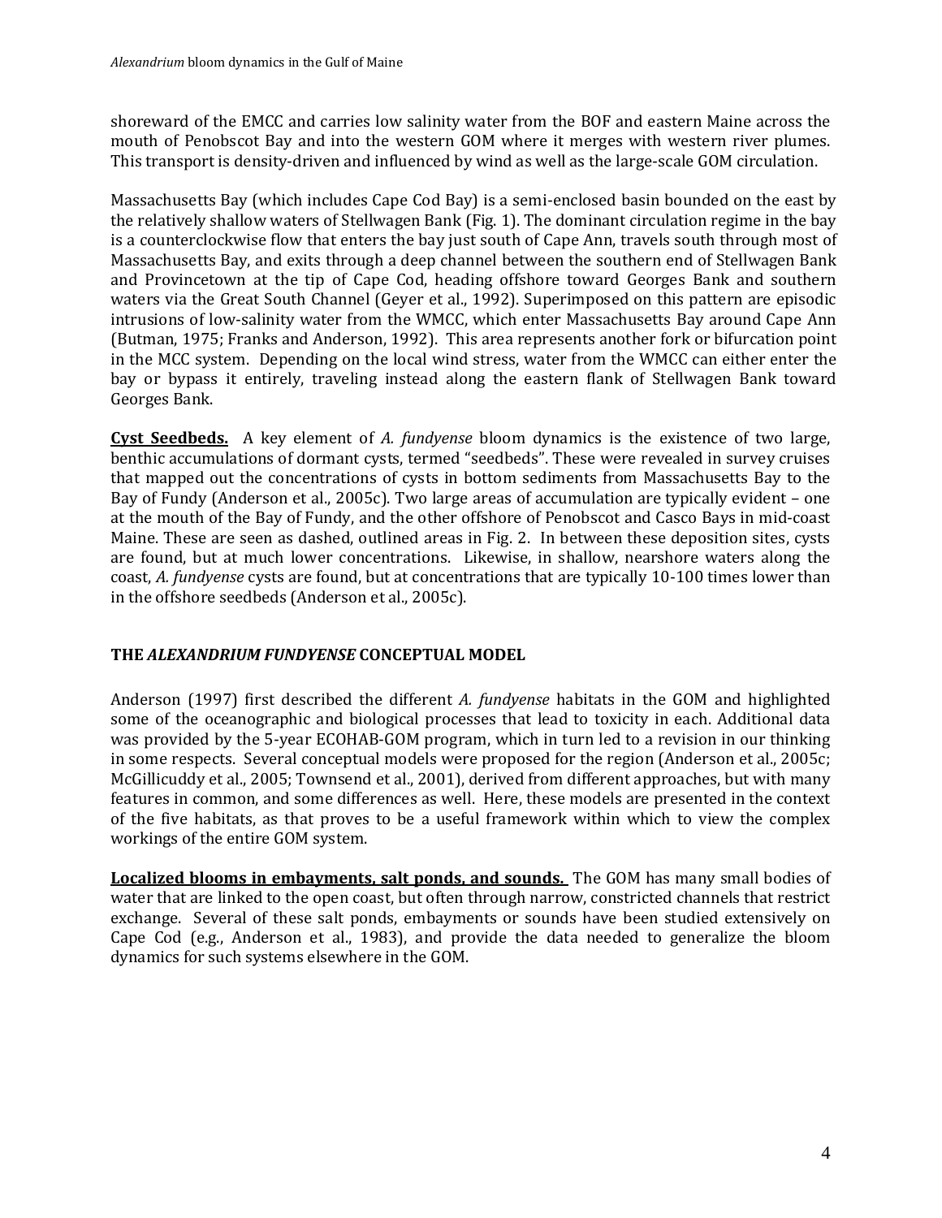shoreward of the EMCC and carries low salinity water from the BOF and eastern Maine across the mouth of Penobscot Bay and into the western GOM where it merges with western river plumes. This transport is density-driven and influenced by wind as well as the large-scale GOM circulation.

Massachusetts Bay (which includes Cape Cod Bay) is a semi-enclosed basin bounded on the east by the relatively shallow waters of Stellwagen Bank (Fig. 1). The dominant circulation regime in the bay is a counterclockwise flow that enters the bay just south of Cape Ann, travels south through most of Massachusetts Bay, and exits through a deep channel between the southern end of Stellwagen Bank and Provincetown at the tip of Cape Cod, heading offshore toward Georges Bank and southern waters via the Great South Channel (Geyer et al., 1992). Superimposed on this pattern are episodic intrusions of low-salinity water from the WMCC, which enter Massachusetts Bay around Cape Ann (Butman, 1975; Franks and Anderson, 1992). This area represents another fork or bifurcation point in the MCC system. Depending on the local wind stress, water from the WMCC can either enter the bay or bypass it entirely, traveling instead along the eastern flank of Stellwagen Bank toward Georges Bank.

**Cyst Seedbeds.** A key element of *A. fundyense* bloom dynamics is the existence of two large, benthic accumulations of dormant cysts, termed "seedbeds". These were revealed in survey cruises that mapped out the concentrations of cysts in bottom sediments from Massachusetts Bay to the Bay of Fundy (Anderson et al., 2005c). Two large areas of accumulation are typically evident – one at the mouth of the Bay of Fundy, and the other offshore of Penobscot and Casco Bays in mid-coast Maine. These are seen as dashed, outlined areas in Fig. 2. In between these deposition sites, cysts are found, but at much lower concentrations. Likewise, in shallow, nearshore waters along the coast, *A. fundyense* cysts are found, but at concentrations that are typically 10-100 times lower than in the offshore seedbeds (Anderson et al., 2005c).

## THE *ALEXANDRIUM FUNDYENSE* CONCEPTUAL MODEL

Anderson (1997) first described the different *A. fundyense* habitats in the GOM and highlighted some of the oceanographic and biological processes that lead to toxicity in each. Additional data was provided by the 5-year ECOHAB-GOM program, which in turn led to a revision in our thinking in some respects. Several conceptual models were proposed for the region (Anderson et al., 2005c; McGillicuddy et al., 2005; Townsend et al., 2001), derived from different approaches, but with many features in common, and some differences as well. Here, these models are presented in the context of the five habitats, as that proves to be a useful framework within which to view the complex workings of the entire GOM system.

**Localized blooms in embayments, salt ponds, and sounds.** The GOM has many small bodies of water that are linked to the open coast, but often through narrow, constricted channels that restrict exchange. Several of these salt ponds, embayments or sounds have been studied extensively on Cape Cod (e.g., Anderson et al., 1983), and provide the data needed to generalize the bloom dynamics for such systems elsewhere in the GOM.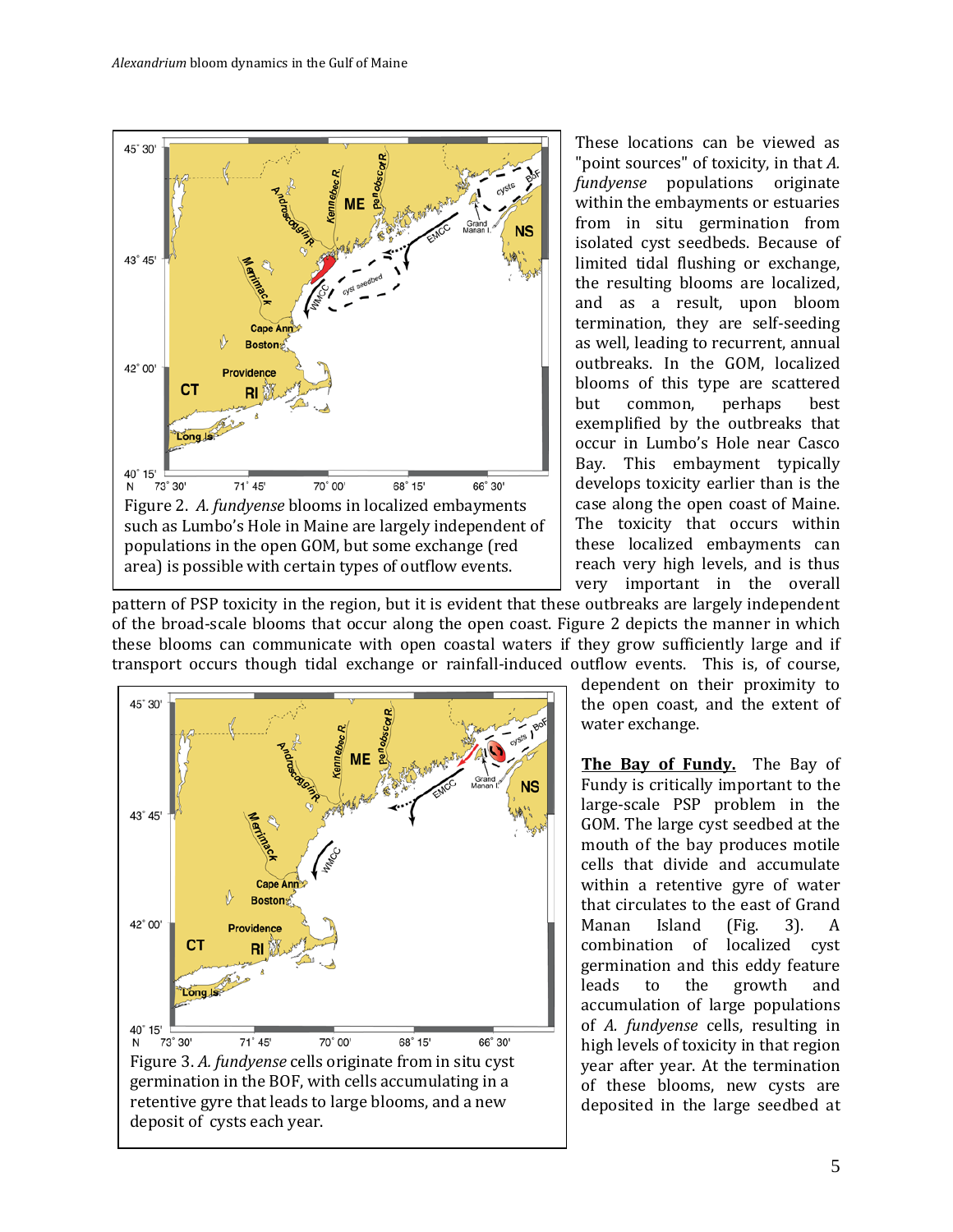Figure 2. *A. fundyense* blooms in localized embayments such as Lumbo's Hole in Maine are largely independent of populations in the open GOM, but some exchange (red area) is possible with certain types of outflow events.

These locations can be viewed as "point sources" of toxicity, in that *A. fundyense* populations originate within the embayments or estuaries from in situ germination from isolated cyst seedbeds. Because of limited tidal flushing or exchange, the resulting blooms are localized, and as a result, upon bloom termination, they are self-seeding as well, leading to recurrent, annual outbreaks. In the GOM, localized blooms of this type are scattered but common, perhaps best exemplified by the outbreaks that occur in Lumbo's Hole near Casco Bay. This embayment typically develops toxicity earlier than is the case along the open coast of Maine. The toxicity that occurs within these localized embayments can reach very high levels, and is thus very important in the overall pattern of PSP toxicity in the region, but it is evident that these outbreaks are largely independent of the broad-scale blooms that occur along the open coast. Figure 2 depicts the manner in which these blooms can communicate with open coastal waters if they grow sufficiently large and if transport occurs though tidal exchange or rainfall-induced outflow events. This is, of course, dependent on their proximity to the open coast, and the extent of water exchange.

Figure 3. *A. fundyense* cells originate from in situ cyst germination in the BOF, with cells accumulating in a retentive gyre that leads to large blooms, and a new deposit of cysts each year.

**The Bay of Fundy.** The Bay of Fundy is critically important to the large-scale PSP problem in the GOM. The large cyst seedbed at the mouth of the bay produces motile cells that divide and accumulate within a retentive gyre of water that circulates to the east of Grand Manan Island (Fig. 3). A combination of localized cyst germination and this eddy feature leads to the growth and accumulation of large populations of *A. fundyense* cells, resulting in high levels of toxicity in that region year after year. At the termination of these blooms, new cysts are deposited in the large seedbed at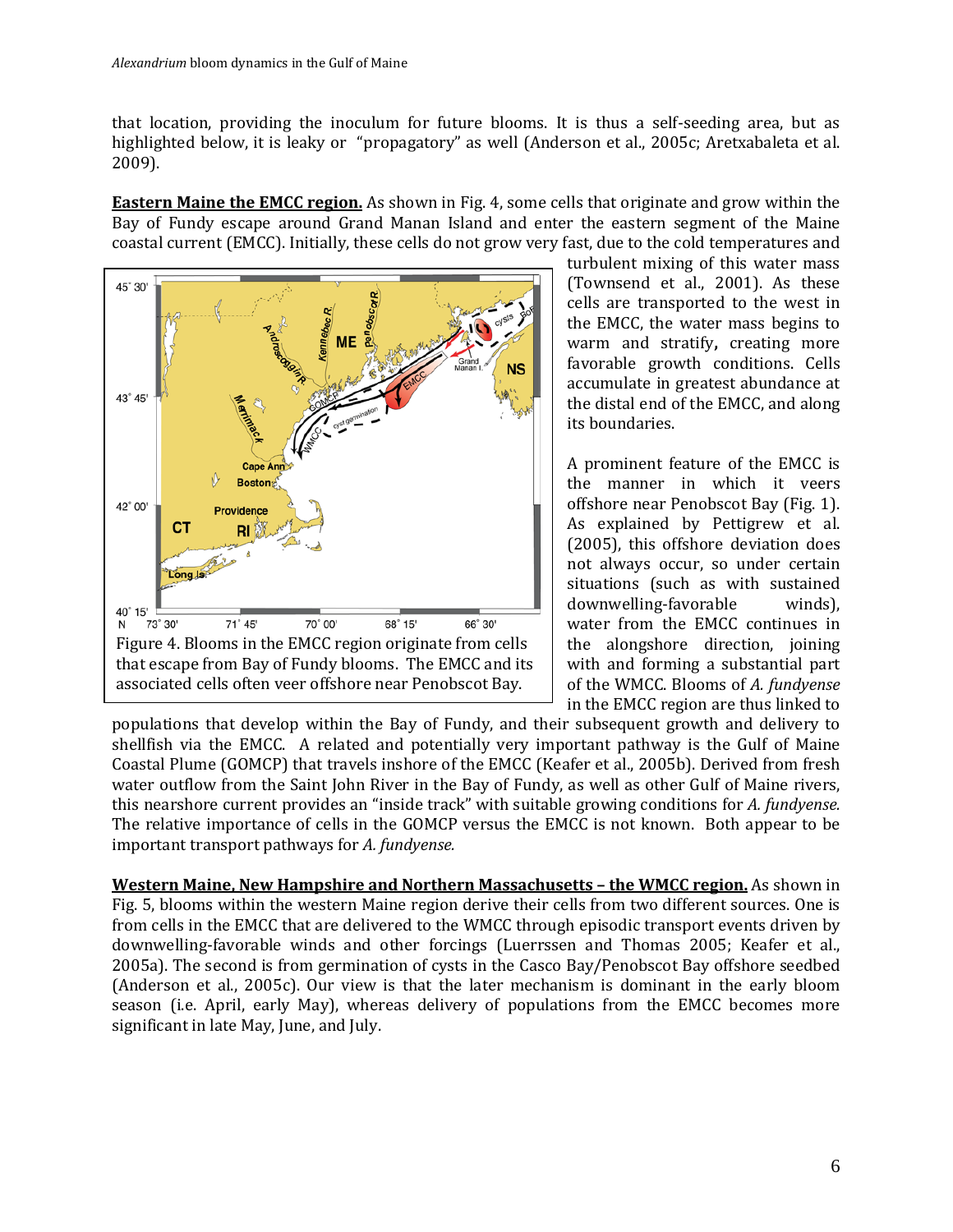that location, providing the inoculum for future blooms. It is thus a self-seeding area, but as highlighted below, it is leaky or "propagatory" as well (Anderson et al., 2005c; Aretxabaleta et al. 2009).

**Eastern Maine the EMCC region.** As shown in Fig. 4, some cells that originate and grow within the Bay of Fundy escape around Grand Manan Island and enter the eastern segment of the Maine coastal current (EMCC). Initially, these cells do not grow very fast, due to the cold temperatures and turbulent mixing of this water mass (Townsend et al., 2001). As these cells are transported to the west in the EMCC, the water mass begins to warm and stratify**,** creating more favorable growth conditions. Cells accumulate in greatest abundance at the distal end of the EMCC, and along its boundaries.

Figure 4. Blooms in the EMCC region originate from cells that escape from Bay of Fundy blooms. The EMCC and its associated cells often veer offshore near Penobscot Bay.

A prominent feature of the EMCC is the manner in which it veers offshore near Penobscot Bay (Fig. 1). As explained by Pettigrew et al. (2005), this offshore deviation does not always occur, so under certain situations (such as with sustained downwelling-favorable winds), water from the EMCC continues in the alongshore direction, joining with and forming a substantial part of the WMCC. Blooms of *A. fundyense* in the EMCC region are thus linked to populations that develop within the Bay of Fundy, and their subsequent growth and delivery to shellfish via the EMCC. A related and potentially very important pathway is the Gulf of Maine Coastal Plume (GOMCP) that travels inshore of the EMCC (Keafer et al., 2005b). Derived from fresh water outflow from the Saint John River in the Bay of Fundy, as well as other Gulf of Maine rivers, this nearshore current provides an "inside track" with suitable growing conditions for *A. fundyense.* The relative importance of cells in the GOMCP versus the EMCC is not known. Both appear to be important transport pathways for *A. fundyense.*

**Western Maine, New Hampshire and Northern Massachusetts – the WMCC region.** As shown in Fig. 5, blooms within the western Maine region derive their cells from two different sources. One is from cells in the EMCC that are delivered to the WMCC through episodic transport events driven by downwelling-favorable winds and other forcings (Luerrssen and Thomas 2005; Keafer et al., 2005a). The second is from germination of cysts in the Casco Bay/Penobscot Bay offshore seedbed (Anderson et al., 2005c). Our view is that the later mechanism is dominant in the early bloom season (i.e. April, early May), whereas delivery of populations from the EMCC becomes more significant in late May, June, and July.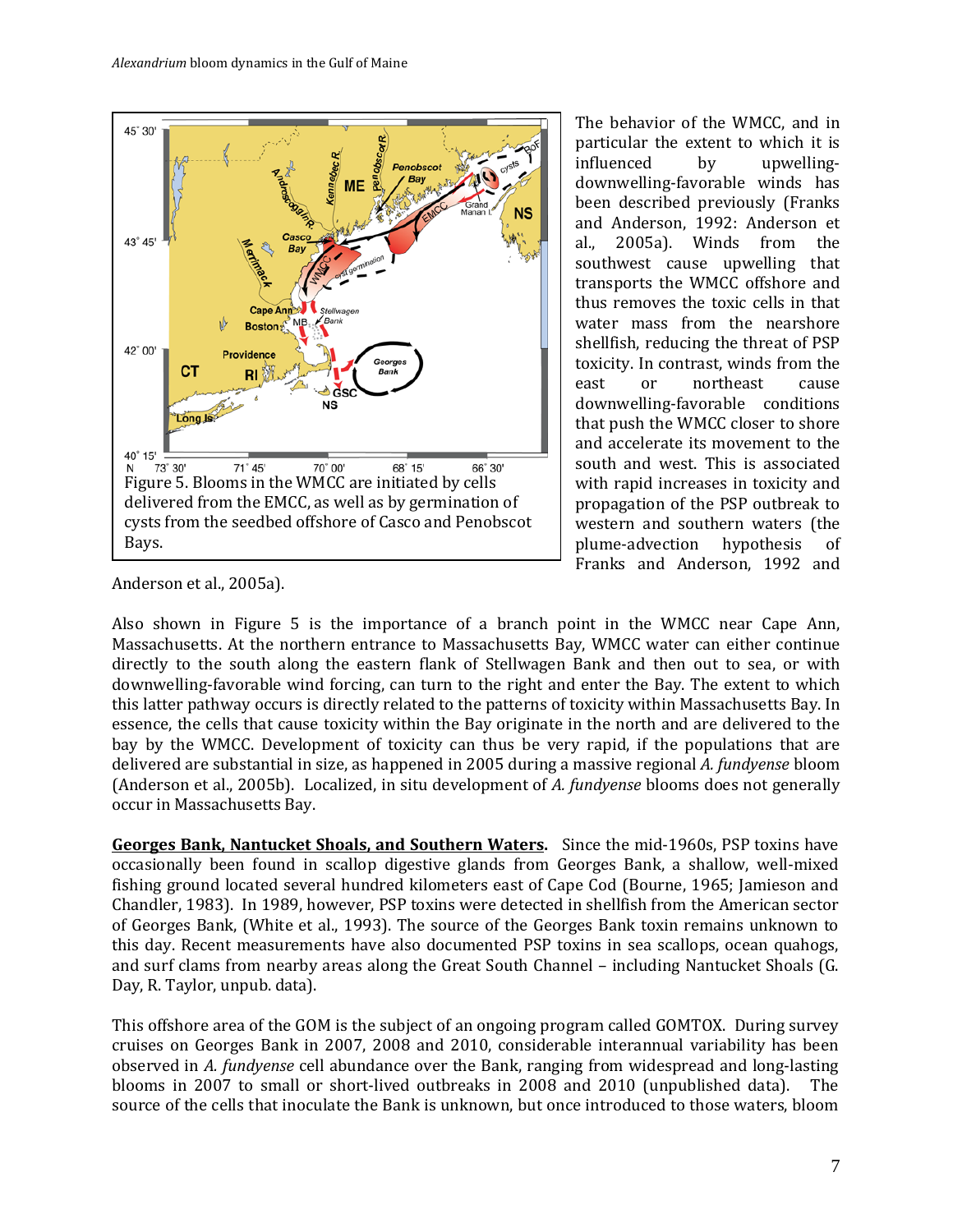Figure 5. Blooms in the WMCC are initiated by cells delivered from the EMCC, as well as by germination of cysts from the seedbed offshore of Casco and Penobscot Bays.

The behavior of the WMCC, and in particular the extent to which it is influenced by upwelling-downwelling-favorable winds has been described previously (Franks and Anderson, 1992: Anderson et al., 2005a). Winds from the southwest cause upwelling that transports the WMCC offshore and thus removes the toxic cells in that water mass from the nearshore shellfish, reducing the threat of PSP toxicity. In contrast, winds from the east or northeast cause downwelling-favorable conditions that push the WMCC closer to shore and accelerate its movement to the south and west. This is associated with rapid increases in toxicity and propagation of the PSP outbreak to western and southern waters (the plume-advection hypothesis of Franks and Anderson, 1992 and Anderson et al., 2005a).

Also shown in Figure 5 is the importance of a branch point in the WMCC near Cape Ann, Massachusetts. At the northern entrance to Massachusetts Bay, WMCC water can either continue directly to the south along the eastern flank of Stellwagen Bank and then out to sea, or with downwelling-favorable wind forcing, can turn to the right and enter the Bay. The extent to which this latter pathway occurs is directly related to the patterns of toxicity within Massachusetts Bay. In essence, the cells that cause toxicity within the Bay originate in the north and are delivered to the bay by the WMCC. Development of toxicity can thus be very rapid, if the populations that are delivered are substantial in size, as happened in 2005 during a massive regional *A. fundyense* bloom (Anderson et al., 2005b). Localized, in situ development of *A. fundyense* blooms does not generally occur in Massachusetts Bay.

**Georges Bank, Nantucket Shoals, and Southern Waters.** Since the mid-1960s, PSP toxins have occasionally been found in scallop digestive glands from Georges Bank, a shallow, well-mixed fishing ground located several hundred kilometers east of Cape Cod (Bourne, 1965; Jamieson and Chandler, 1983). In 1989, however, PSP toxins were detected in shellfish from the American sector of Georges Bank, (White et al., 1993). The source of the Georges Bank toxin remains unknown to this day. Recent measurements have also documented PSP toxins in sea scallops, ocean quahogs, and surf clams from nearby areas along the Great South Channel – including Nantucket Shoals (G. Day, R. Taylor, unpub. data).

This offshore area of the GOM is the subject of an ongoing program called GOMTOX. During survey cruises on Georges Bank in 2007, 2008 and 2010, considerable interannual variability has been observed in *A. fundyense* cell abundance over the Bank, ranging from widespread and long-lasting blooms in 2007 to small or short-lived outbreaks in 2008 and 2010 (unpublished data). The source of the cells that inoculate the Bank is unknown, but once introduced to those waters, bloom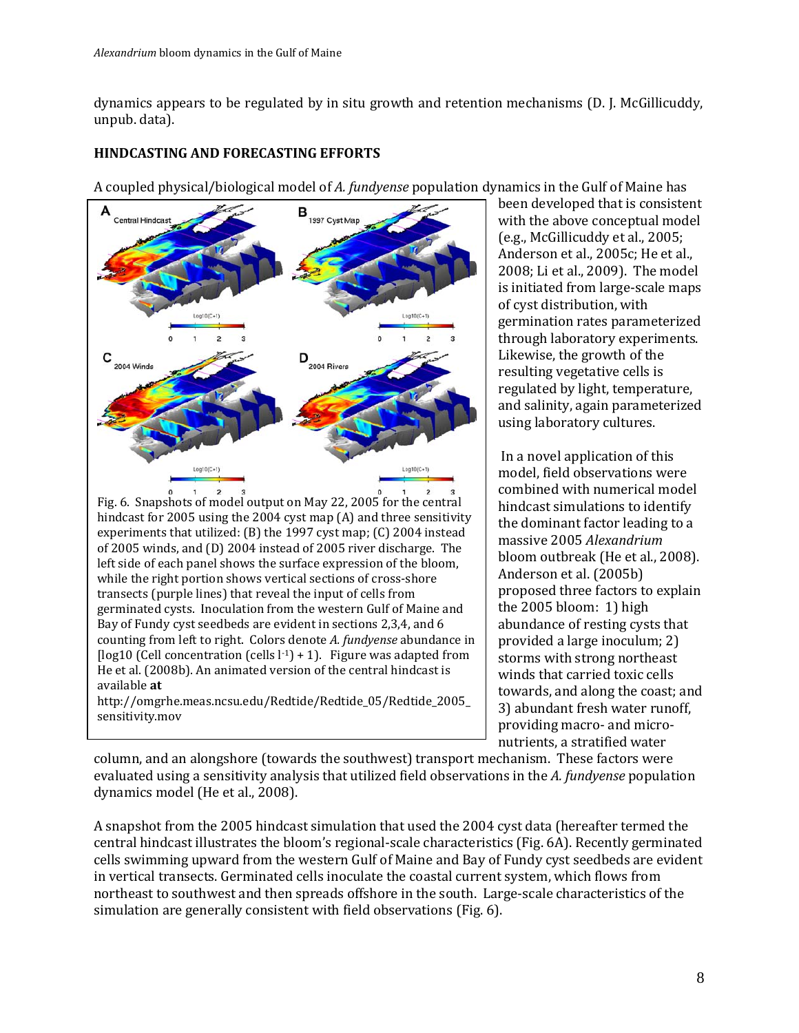dynamics appears to be regulated by in situ growth and retention mechanisms (D. J. McGillicuddy, unpub. data).

**HINDCASTING AND FORECASTING EFFORTS**

A coupled physical/biological model of *A. fundyense* population dynamics in the Gulf of Maine has been developed that is consistent with the above conceptual model (e.g., McGillicuddy et al., 2005; Anderson et al., 2005c; He et al., 2008; Li et al., 2009). The model is initiated from large-scale maps of cyst distribution, with germination rates parameterized through laboratory experiments. Likewise, the growth of the resulting vegetative cells is regulated by light, temperature, and salinity, again parameterized using laboratory cultures.

Fig. 6. Snapshots of model output on May 22, 2005 for the central hindcast for 2005 using the 2004 cyst map (A) and three sensitivity experiments that utilized: (B) the 1997 cyst map; (C) 2004 instead of 2005 winds, and (D) 2004 instead of 2005 river discharge. The left side of each panel shows the surface expression of the bloom, while the right portion shows vertical sections of cross-shore transects (purple lines) that reveal the input of cells from germinated cysts. Inoculation from the western Gulf of Maine and Bay of Fundy cyst seedbeds are evident in sections 2,3,4, and 6 counting from left to right. Colors denote *A. fundyense* abundance in [log10 (Cell concentration (cells $l^{-1}$) + 1). Figure was adapted from He et al. (2008b). An animated version of the central hindcast is available **at** http://omgrhe.meas.ncsu.edu/Redtide/Redtide_05/Redtide_2005_sensitivity.mov

In a novel application of this model, field observations were combined with numerical model hindcast simulations to identify the dominant factor leading to a massive 2005 *Alexandrium* bloom outbreak (He et al., 2008). Anderson et al. (2005b) proposed three factors to explain the 2005 bloom: 1) high abundance of resting cysts that provided a large inoculum; 2) storms with strong northeast winds that carried toxic cells towards, and along the coast; and 3) abundant fresh water runoff, providing macro- and micro-nutrients, a stratified water column, and an alongshore (towards the southwest) transport mechanism. These factors were evaluated using a sensitivity analysis that utilized field observations in the *A. fundyense* population dynamics model (He et al., 2008).

A snapshot from the 2005 hindcast simulation that used the 2004 cyst data (hereafter termed the central hindcast illustrates the bloom's regional-scale characteristics (Fig. 6A). Recently germinated cells swimming upward from the western Gulf of Maine and Bay of Fundy cyst seedbeds are evident in vertical transects. Germinated cells inoculate the coastal current system, which flows from northeast to southwest and then spreads offshore in the south. Large-scale characteristics of the simulation are generally consistent with field observations (Fig. 6).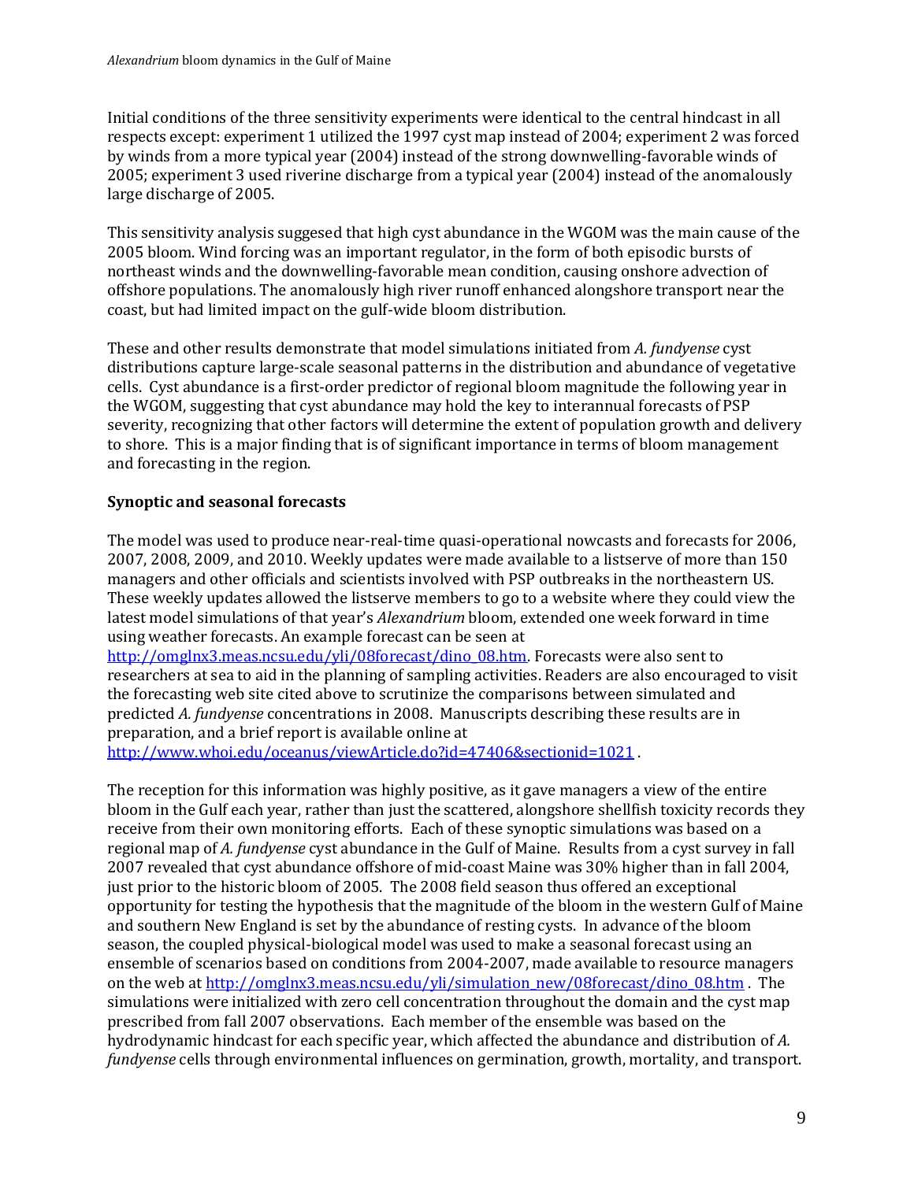Initial conditions of the three sensitivity experiments were identical to the central hindcast in all respects except: experiment 1 utilized the 1997 cyst map instead of 2004; experiment 2 was forced by winds from a more typical year (2004) instead of the strong downwelling-favorable winds of 2005; experiment 3 used riverine discharge from a typical year (2004) instead of the anomalously large discharge of 2005.

This sensitivity analysis suggesed that high cyst abundance in the WGOM was the main cause of the 2005 bloom. Wind forcing was an important regulator, in the form of both episodic bursts of northeast winds and the downwelling-favorable mean condition, causing onshore advection of offshore populations. The anomalously high river runoff enhanced alongshore transport near the coast, but had limited impact on the gulf-wide bloom distribution.

These and other results demonstrate that model simulations initiated from *A. fundyense* cyst distributions capture large-scale seasonal patterns in the distribution and abundance of vegetative cells. Cyst abundance is a first-order predictor of regional bloom magnitude the following year in the WGOM, suggesting that cyst abundance may hold the key to interannual forecasts of PSP severity, recognizing that other factors will determine the extent of population growth and delivery to shore. This is a major finding that is of significant importance in terms of bloom management and forecasting in the region.

**Synoptic and seasonal forecasts**

The model was used to produce near-real-time quasi-operational nowcasts and forecasts for 2006, 2007, 2008, 2009, and 2010. Weekly updates were made available to a listserve of more than 150 managers and other officials and scientists involved with PSP outbreaks in the northeastern US. These weekly updates allowed the listserve members to go to a website where they could view the latest model simulations of that year's *Alexandrium* bloom, extended one week forward in time using weather forecasts. An example forecast can be seen at http://omglnx3.meas.ncsu.edu/yli/08forecast/dino_08.htm. Forecasts were also sent to researchers at sea to aid in the planning of sampling activities. Readers are also encouraged to visit the forecasting web site cited above to scrutinize the comparisons between simulated and predicted *A. fundyense* concentrations in 2008. Manuscripts describing these results are in preparation, and a brief report is available online at http://www.whoi.edu/oceanus/viewArticle.do?id=47406&sectionid=1021 .

The reception for this information was highly positive, as it gave managers a view of the entire bloom in the Gulf each year, rather than just the scattered, alongshore shellfish toxicity records they receive from their own monitoring efforts. Each of these synoptic simulations was based on a regional map of *A. fundyense* cyst abundance in the Gulf of Maine. Results from a cyst survey in fall 2007 revealed that cyst abundance offshore of mid-coast Maine was 30% higher than in fall 2004, just prior to the historic bloom of 2005. The 2008 field season thus offered an exceptional opportunity for testing the hypothesis that the magnitude of the bloom in the western Gulf of Maine and southern New England is set by the abundance of resting cysts. In advance of the bloom season, the coupled physical-biological model was used to make a seasonal forecast using an ensemble of scenarios based on conditions from 2004-2007, made available to resource managers on the web at http://omglnx3.meas.ncsu.edu/yli/simulation_new/08forecast/dino_08.htm . The simulations were initialized with zero cell concentration throughout the domain and the cyst map prescribed from fall 2007 observations. Each member of the ensemble was based on the hydrodynamic hindcast for each specific year, which affected the abundance and distribution of *A. fundyense* cells through environmental influences on germination, growth, mortality, and transport.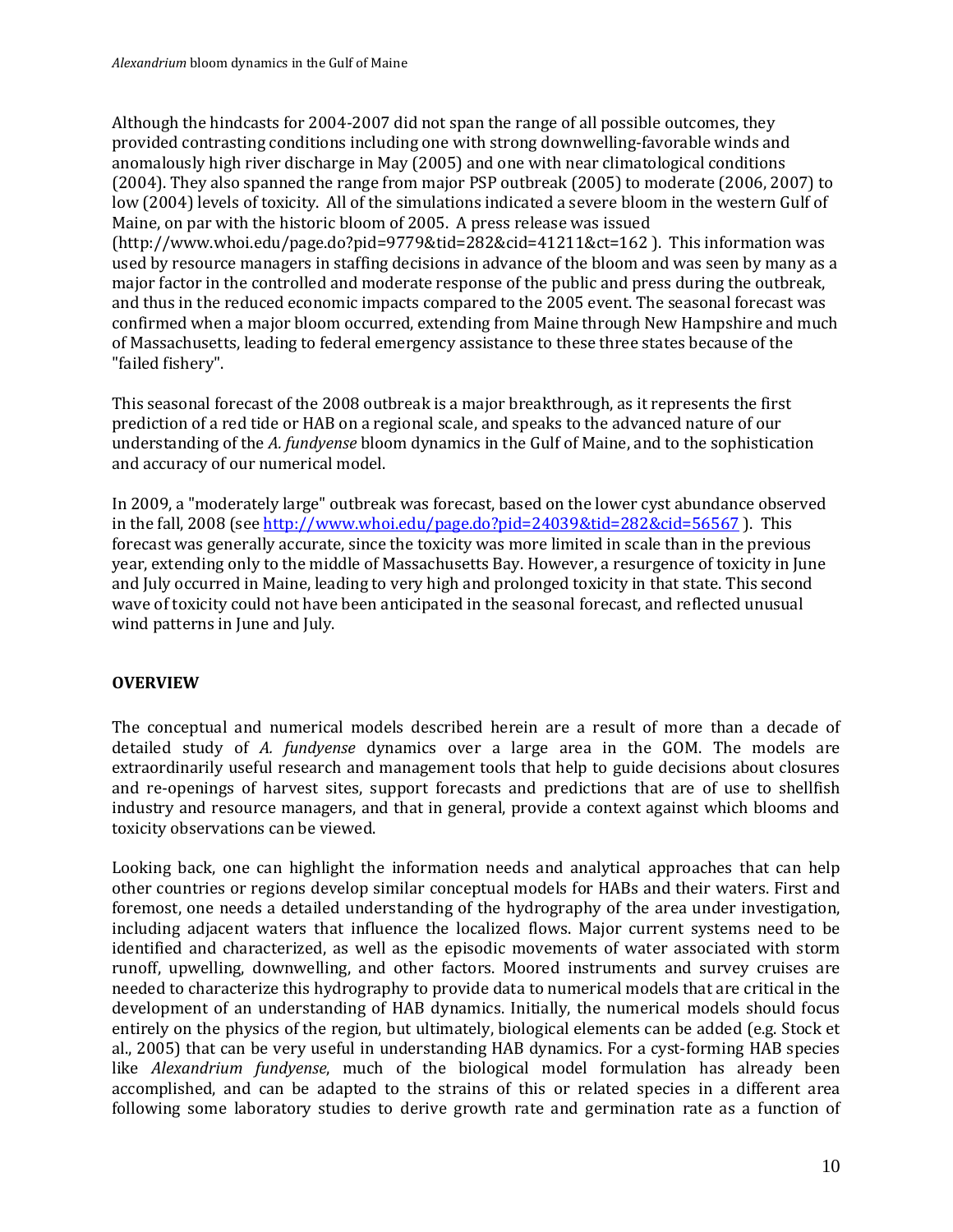Although the hindcasts for 2004-2007 did not span the range of all possible outcomes, they provided contrasting conditions including one with strong downwelling-favorable winds and anomalously high river discharge in May (2005) and one with near climatological conditions (2004). They also spanned the range from major PSP outbreak (2005) to moderate (2006, 2007) to low (2004) levels of toxicity. All of the simulations indicated a severe bloom in the western Gulf of Maine, on par with the historic bloom of 2005. A press release was issued (http://www.whoi.edu/page.do?pid=9779&tid=282&cid=41211&ct=162 ). This information was used by resource managers in staffing decisions in advance of the bloom and was seen by many as a major factor in the controlled and moderate response of the public and press during the outbreak, and thus in the reduced economic impacts compared to the 2005 event. The seasonal forecast was confirmed when a major bloom occurred, extending from Maine through New Hampshire and much of Massachusetts, leading to federal emergency assistance to these three states because of the "failed fishery".

This seasonal forecast of the 2008 outbreak is a major breakthrough, as it represents the first prediction of a red tide or HAB on a regional scale, and speaks to the advanced nature of our understanding of the *A. fundyense* bloom dynamics in the Gulf of Maine, and to the sophistication and accuracy of our numerical model.

In 2009, a "moderately large" outbreak was forecast, based on the lower cyst abundance observed in the fall, 2008 (see http://www.whoi.edu/page.do?pid=24039&tid=282&cid=56567 ). This forecast was generally accurate, since the toxicity was more limited in scale than in the previous year, extending only to the middle of Massachusetts Bay. However, a resurgence of toxicity in June and July occurred in Maine, leading to very high and prolonged toxicity in that state. This second wave of toxicity could not have been anticipated in the seasonal forecast, and reflected unusual wind patterns in June and July.

## OVERVIEW

The conceptual and numerical models described herein are a result of more than a decade of detailed study of *A. fundyense* dynamics over a large area in the GOM. The models are extraordinarily useful research and management tools that help to guide decisions about closures and re-openings of harvest sites, support forecasts and predictions that are of use to shellfish industry and resource managers, and that in general, provide a context against which blooms and toxicity observations can be viewed.

Looking back, one can highlight the information needs and analytical approaches that can help other countries or regions develop similar conceptual models for HABs and their waters. First and foremost, one needs a detailed understanding of the hydrography of the area under investigation, including adjacent waters that influence the localized flows. Major current systems need to be identified and characterized, as well as the episodic movements of water associated with storm runoff, upwelling, downwelling, and other factors. Moored instruments and survey cruises are needed to characterize this hydrography to provide data to numerical models that are critical in the development of an understanding of HAB dynamics. Initially, the numerical models should focus entirely on the physics of the region, but ultimately, biological elements can be added (e.g. Stock et al., 2005) that can be very useful in understanding HAB dynamics. For a cyst-forming HAB species like *Alexandrium fundyense*, much of the biological model formulation has already been accomplished, and can be adapted to the strains of this or related species in a different area following some laboratory studies to derive growth rate and germination rate as a function of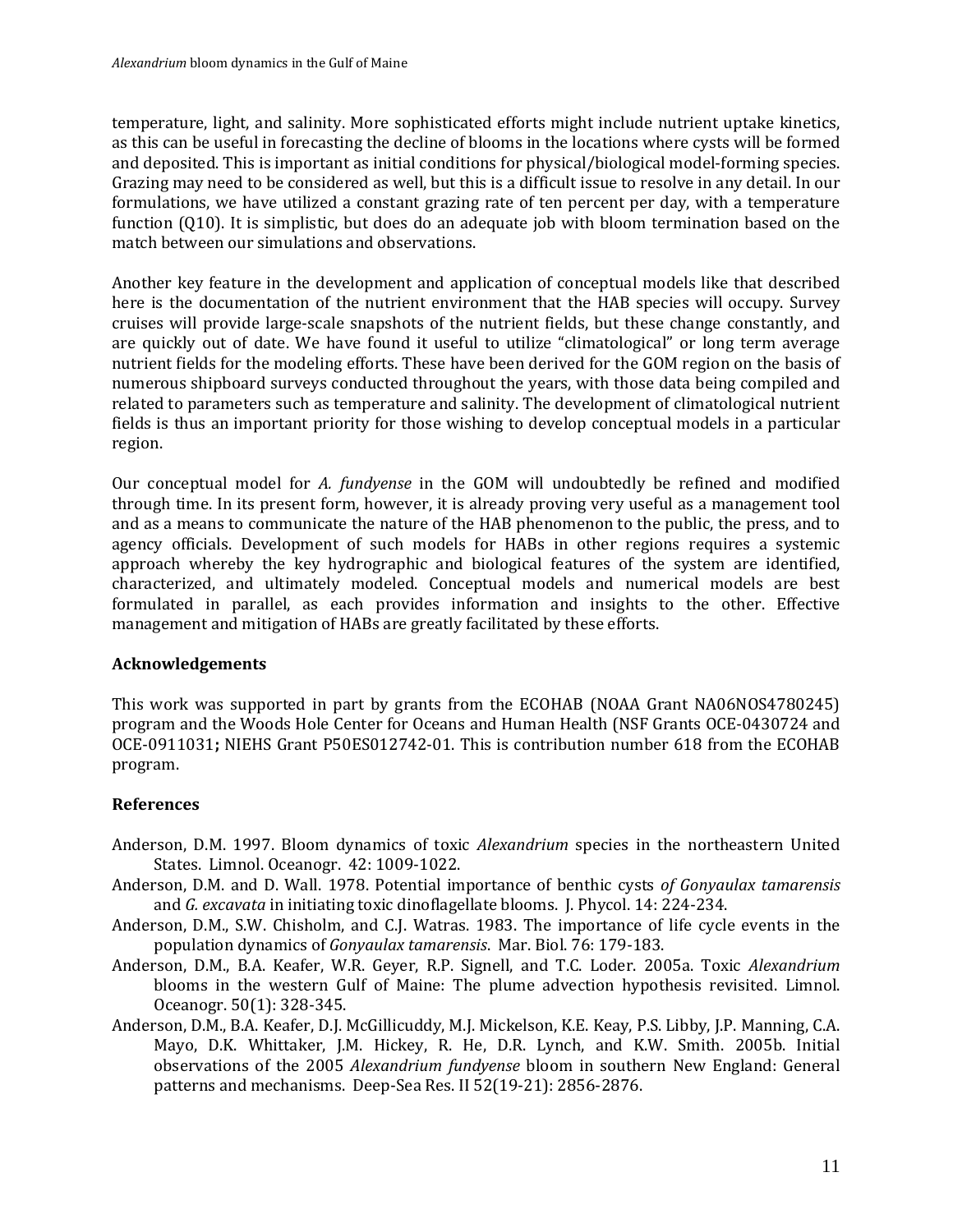temperature, light, and salinity. More sophisticated efforts might include nutrient uptake kinetics, as this can be useful in forecasting the decline of blooms in the locations where cysts will be formed and deposited. This is important as initial conditions for physical/biological model-forming species. Grazing may need to be considered as well, but this is a difficult issue to resolve in any detail. In our formulations, we have utilized a constant grazing rate of ten percent per day, with a temperature function (Q10). It is simplistic, but does do an adequate job with bloom termination based on the match between our simulations and observations.

Another key feature in the development and application of conceptual models like that described here is the documentation of the nutrient environment that the HAB species will occupy. Survey cruises will provide large-scale snapshots of the nutrient fields, but these change constantly, and are quickly out of date. We have found it useful to utilize "climatological" or long term average nutrient fields for the modeling efforts. These have been derived for the GOM region on the basis of numerous shipboard surveys conducted throughout the years, with those data being compiled and related to parameters such as temperature and salinity. The development of climatological nutrient fields is thus an important priority for those wishing to develop conceptual models in a particular region.

Our conceptual model for *A. fundyense* in the GOM will undoubtedly be refined and modified through time. In its present form, however, it is already proving very useful as a management tool and as a means to communicate the nature of the HAB phenomenon to the public, the press, and to agency officials. Development of such models for HABs in other regions requires a systemic approach whereby the key hydrographic and biological features of the system are identified, characterized, and ultimately modeled. Conceptual models and numerical models are best formulated in parallel, as each provides information and insights to the other. Effective management and mitigation of HABs are greatly facilitated by these efforts.

## Acknowledgements

This work was supported in part by grants from the ECOHAB (NOAA Grant NA06NOS4780245) program and the Woods Hole Center for Oceans and Human Health (NSF Grants OCE-0430724 and OCE-0911031**;** NIEHS Grant P50ES012742-01. This is contribution number 618 from the ECOHAB program.

## References

Anderson, D.M. 1997. Bloom dynamics of toxic *Alexandrium* species in the northeastern United States. Limnol. Oceanogr. 42: 1009-1022.

Anderson, D.M. and D. Wall. 1978. Potential importance of benthic cysts *of Gonyaulax tamarensis* and *G. excavata* in initiating toxic dinoflagellate blooms. J. Phycol. 14: 224-234.

Anderson, D.M., S.W. Chisholm, and C.J. Watras. 1983. The importance of life cycle events in the population dynamics of *Gonyaulax tamarensis*. Mar. Biol. 76: 179-183.

Anderson, D.M., B.A. Keafer, W.R. Geyer, R.P. Signell, and T.C. Loder. 2005a. Toxic *Alexandrium* blooms in the western Gulf of Maine: The plume advection hypothesis revisited. Limnol. Oceanogr. 50(1): 328-345.

Anderson, D.M., B.A. Keafer, D.J. McGillicuddy, M.J. Mickelson, K.E. Keay, P.S. Libby, J.P. Manning, C.A. Mayo, D.K. Whittaker, J.M. Hickey, R. He, D.R. Lynch, and K.W. Smith. 2005b. Initial observations of the 2005 *Alexandrium fundyense* bloom in southern New England: General patterns and mechanisms. Deep-Sea Res. II 52(19-21): 2856-2876.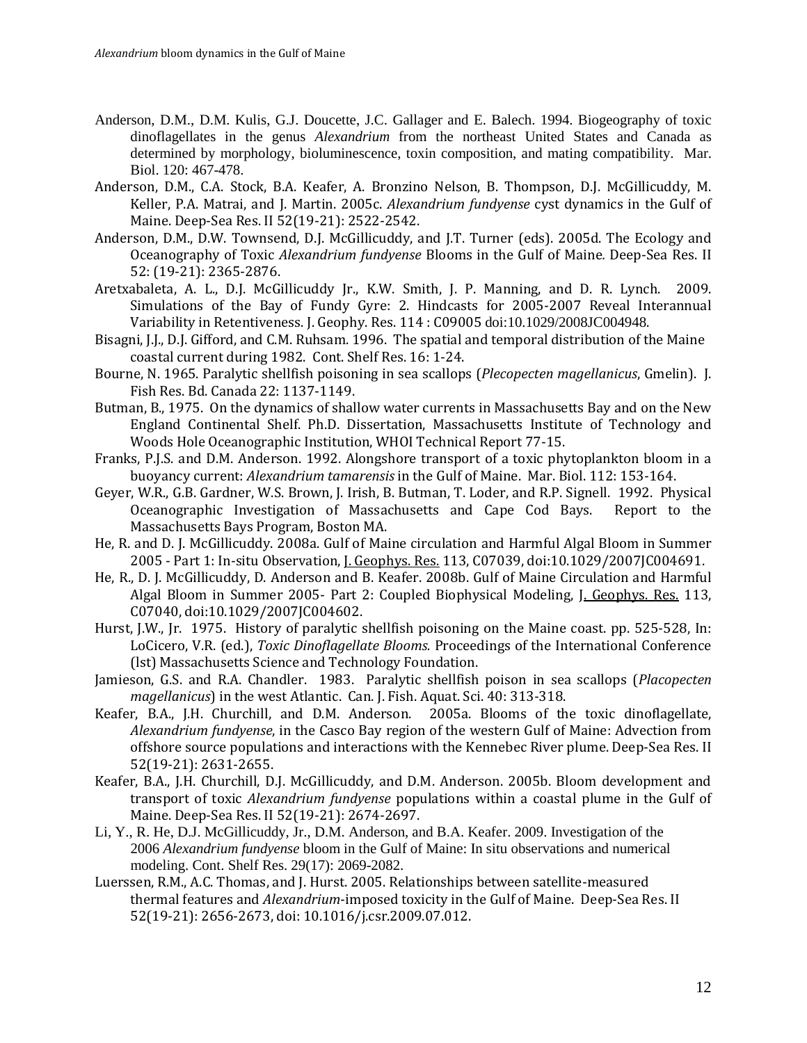Anderson, D.M., D.M. Kulis, G.J. Doucette, J.C. Gallager and E. Balech. 1994. Biogeography of toxic dinoflagellates in the genus *Alexandrium* from the northeast United States and Canada as determined by morphology, bioluminescence, toxin composition, and mating compatibility. Mar. Biol. 120: 467-478.

Anderson, D.M., C.A. Stock, B.A. Keafer, A. Bronzino Nelson, B. Thompson, D.J. McGillicuddy, M. Keller, P.A. Matrai, and J. Martin. 2005c. *Alexandrium fundyense* cyst dynamics in the Gulf of Maine. Deep-Sea Res. II 52(19-21): 2522-2542.

Anderson, D.M., D.W. Townsend, D.J. McGillicuddy, and J.T. Turner (eds). 2005d. The Ecology and Oceanography of Toxic *Alexandrium fundyense* Blooms in the Gulf of Maine. Deep-Sea Res. II 52: (19-21): 2365-2876.

Aretxabaleta, A. L., D.J. McGillicuddy Jr., K.W. Smith, J. P. Manning, and D. R. Lynch. 2009. Simulations of the Bay of Fundy Gyre: 2. Hindcasts for 2005-2007 Reveal Interannual Variability in Retentiveness. J. Geophy. Res. 114 : C09005 doi:10.1029/2008JC004948.

Bisagni, J.J., D.J. Gifford, and C.M. Ruhsam. 1996. The spatial and temporal distribution of the Maine coastal current during 1982. Cont. Shelf Res. 16: 1-24.

Bourne, N. 1965. Paralytic shellfish poisoning in sea scallops (*Plecopecten magellanicus*, Gmelin). J. Fish Res. Bd. Canada 22: 1137-1149.

Butman, B., 1975. On the dynamics of shallow water currents in Massachusetts Bay and on the New England Continental Shelf. Ph.D. Dissertation, Massachusetts Institute of Technology and Woods Hole Oceanographic Institution, WHOI Technical Report 77-15.

Franks, P.J.S. and D.M. Anderson. 1992. Alongshore transport of a toxic phytoplankton bloom in a buoyancy current: *Alexandrium tamarensis* in the Gulf of Maine. Mar. Biol. 112: 153-164.

Geyer, W.R., G.B. Gardner, W.S. Brown, J. Irish, B. Butman, T. Loder, and R.P. Signell. 1992. Physical Oceanographic Investigation of Massachusetts and Cape Cod Bays. Report to the Massachusetts Bays Program, Boston MA.

He, R. and D. J. McGillicuddy. 2008a. Gulf of Maine circulation and Harmful Algal Bloom in Summer 2005 - Part 1: In-situ Observation, J. Geophys. Res. 113, C07039, doi:10.1029/2007JC004691.

He, R., D. J. McGillicuddy, D. Anderson and B. Keafer. 2008b. Gulf of Maine Circulation and Harmful Algal Bloom in Summer 2005- Part 2: Coupled Biophysical Modeling, J. Geophys. Res. 113, C07040, doi:10.1029/2007JC004602.

Hurst, J.W., Jr. 1975. History of paralytic shellfish poisoning on the Maine coast. pp. 525-528, In: LoCicero, V.R. (ed.), *Toxic Dinoflagellate Blooms.* Proceedings of the International Conference (lst) Massachusetts Science and Technology Foundation.

Jamieson, G.S. and R.A. Chandler. 1983. Paralytic shellfish poison in sea scallops (*Placopecten magellanicus*) in the west Atlantic. Can. J. Fish. Aquat. Sci. 40: 313-318.

Keafer, B.A., J.H. Churchill, and D.M. Anderson. 2005a. Blooms of the toxic dinoflagellate, *Alexandrium fundyense*, in the Casco Bay region of the western Gulf of Maine: Advection from offshore source populations and interactions with the Kennebec River plume. Deep-Sea Res. II 52(19-21): 2631-2655.

Keafer, B.A., J.H. Churchill, D.J. McGillicuddy, and D.M. Anderson. 2005b. Bloom development and transport of toxic *Alexandrium fundyense* populations within a coastal plume in the Gulf of Maine. Deep-Sea Res. II 52(19-21): 2674-2697.

Li, Y., R. He, D.J. McGillicuddy, Jr., D.M. Anderson, and B.A. Keafer. 2009. Investigation of the 2006 *Alexandrium fundyense* bloom in the Gulf of Maine: In situ observations and numerical modeling. Cont. Shelf Res. 29(17): 2069-2082.

Luerssen, R.M., A.C. Thomas, and J. Hurst. 2005. Relationships between satellite-measured thermal features and *Alexandrium*-imposed toxicity in the Gulf of Maine. Deep-Sea Res. II 52(19-21): 2656-2673, doi: 10.1016/j.csr.2009.07.012.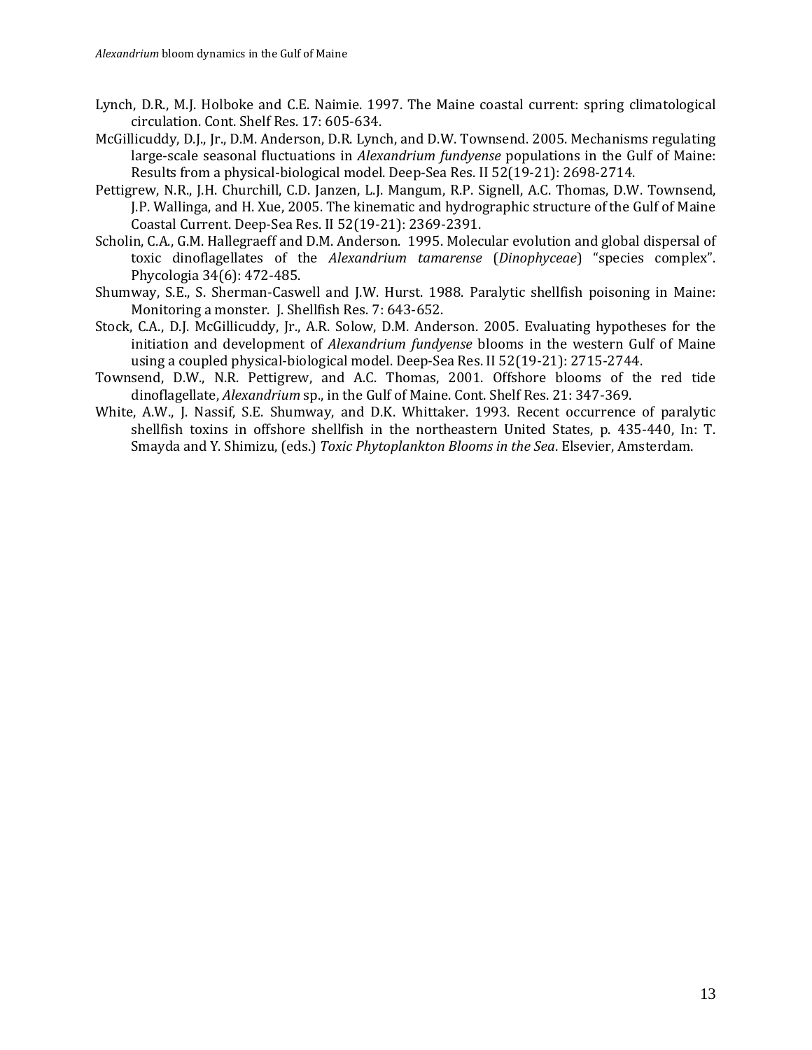Lynch, D.R., M.J. Holboke and C.E. Naimie. 1997. The Maine coastal current: spring climatological circulation. Cont. Shelf Res. 17: 605-634.

McGillicuddy, D.J., Jr., D.M. Anderson, D.R. Lynch, and D.W. Townsend. 2005. Mechanisms regulating large-scale seasonal fluctuations in *Alexandrium fundyense* populations in the Gulf of Maine: Results from a physical-biological model. Deep-Sea Res. II 52(19-21): 2698-2714.

Pettigrew, N.R., J.H. Churchill, C.D. Janzen, L.J. Mangum, R.P. Signell, A.C. Thomas, D.W. Townsend, J.P. Wallinga, and H. Xue, 2005. The kinematic and hydrographic structure of the Gulf of Maine Coastal Current. Deep-Sea Res. II 52(19-21): 2369-2391.

Scholin, C.A., G.M. Hallegraeff and D.M. Anderson. 1995. Molecular evolution and global dispersal of toxic dinoflagellates of the *Alexandrium tamarense* (*Dinophyceae*) "species complex". Phycologia 34(6): 472-485.

Shumway, S.E., S. Sherman-Caswell and J.W. Hurst. 1988. Paralytic shellfish poisoning in Maine: Monitoring a monster. J. Shellfish Res. 7: 643-652.

Stock, C.A., D.J. McGillicuddy, Jr., A.R. Solow, D.M. Anderson. 2005. Evaluating hypotheses for the initiation and development of *Alexandrium fundyense* blooms in the western Gulf of Maine using a coupled physical-biological model. Deep-Sea Res. II 52(19-21): 2715-2744.

Townsend, D.W., N.R. Pettigrew, and A.C. Thomas, 2001. Offshore blooms of the red tide dinoflagellate, *Alexandrium* sp., in the Gulf of Maine. Cont. Shelf Res. 21: 347-369.

White, A.W., J. Nassif, S.E. Shumway, and D.K. Whittaker. 1993. Recent occurrence of paralytic shellfish toxins in offshore shellfish in the northeastern United States, p. 435-440, In: T. Smayda and Y. Shimizu, (eds.) *Toxic Phytoplankton Blooms in the Sea*. Elsevier, Amsterdam.